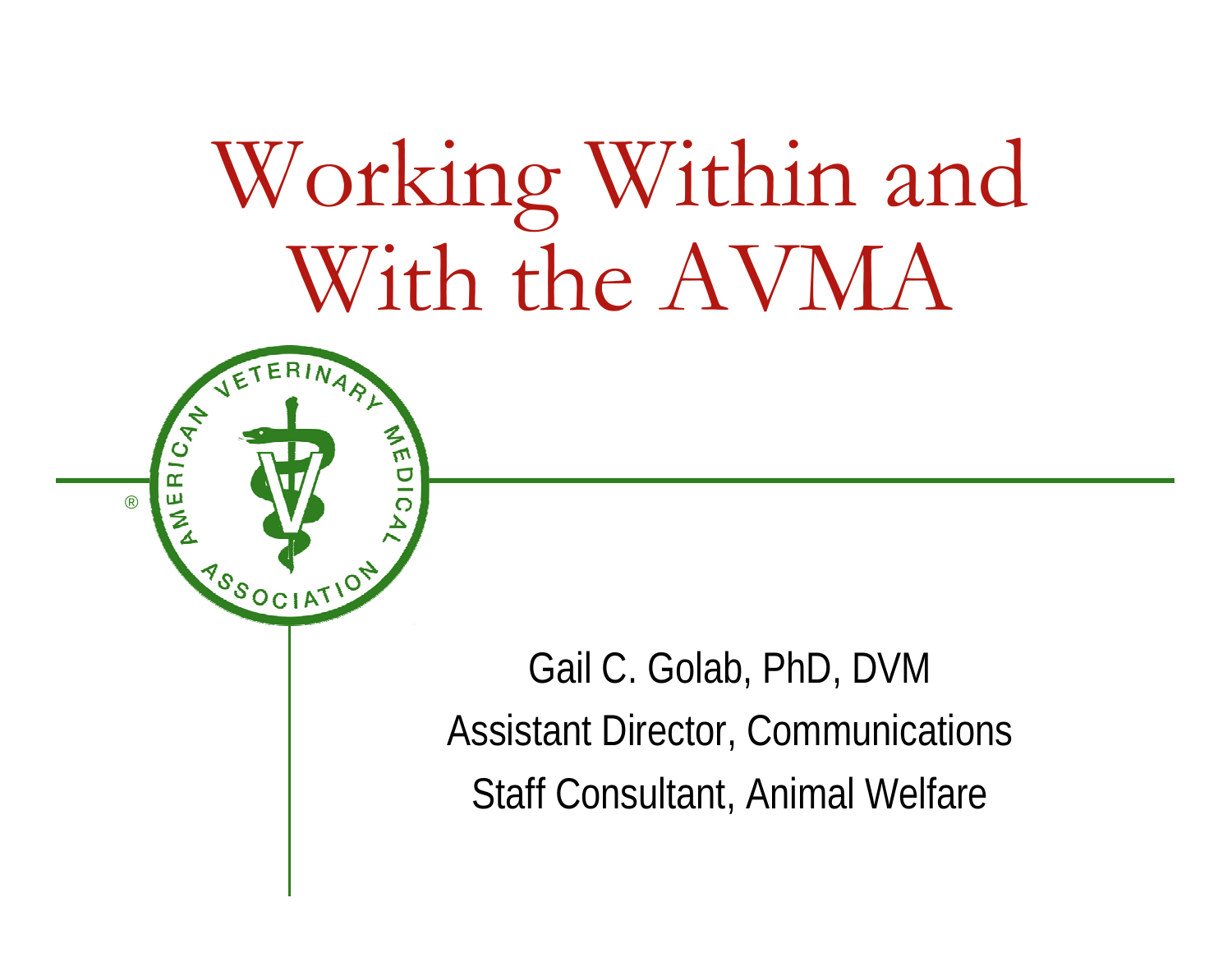# Working Within and With the AVMA

Gail C. Golab, PhD, DVM

Assistant Director, Communications

Staff Consultant, Animal Welfare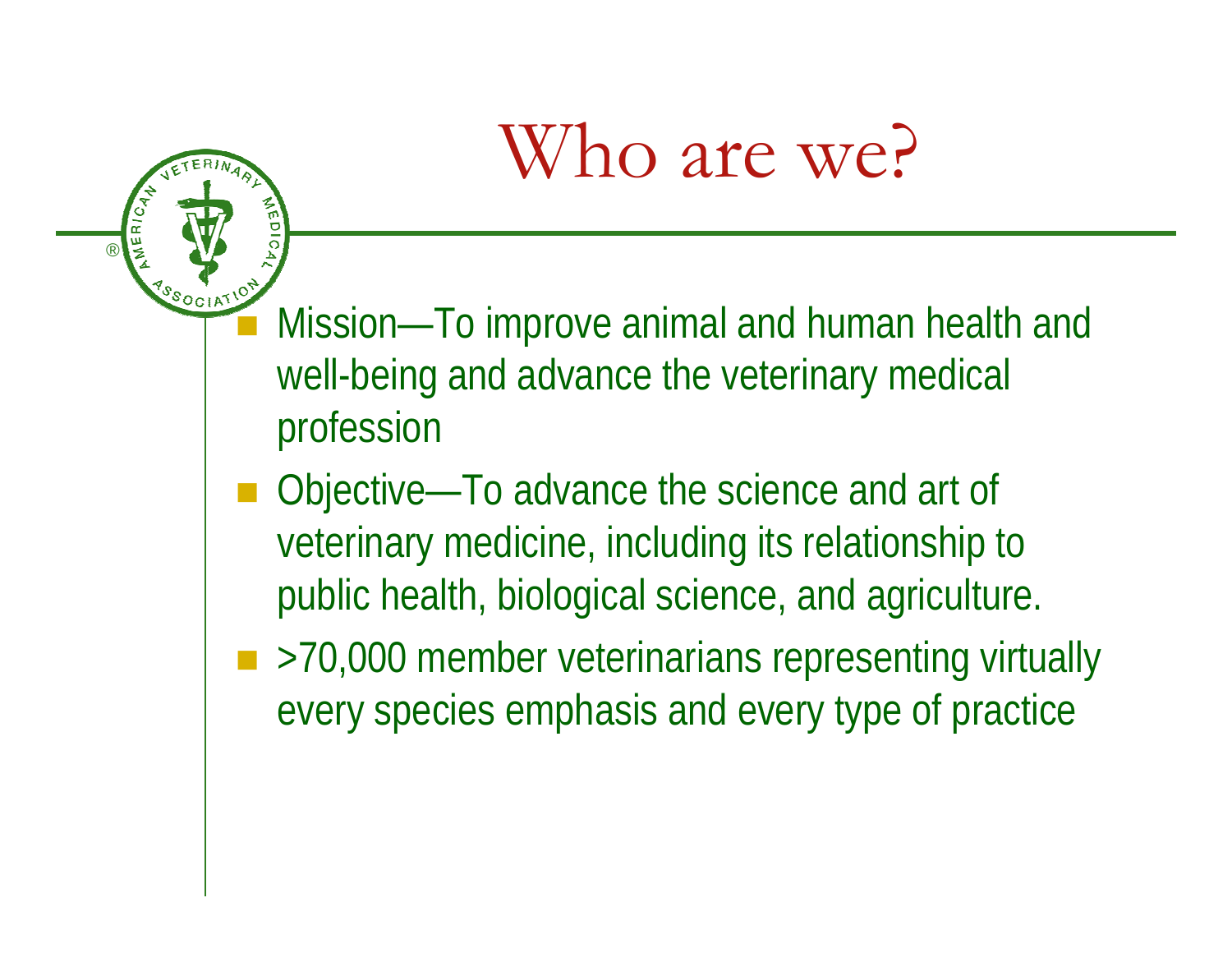# Who are we?

- Mission—To improve animal and human health and well-being and advance the veterinary medical profession
- Objective—To advance the science and art of veterinary medicine, including its relationship to public health, biological science, and agriculture.
- >70,000 member veterinarians representing virtually every species emphasis and every type of practice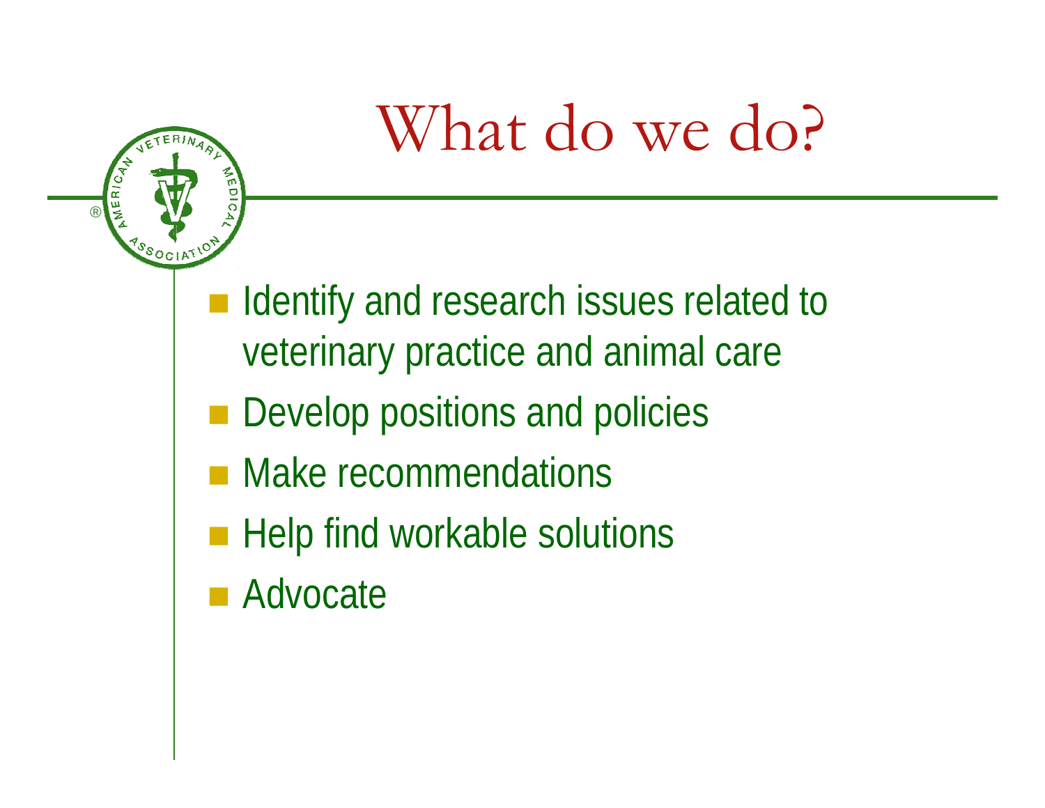# What do we do?

- Identify and research issues related to veterinary practice and animal care
- Develop positions and policies
- Make recommendations
- Help find workable solutions
- Advocate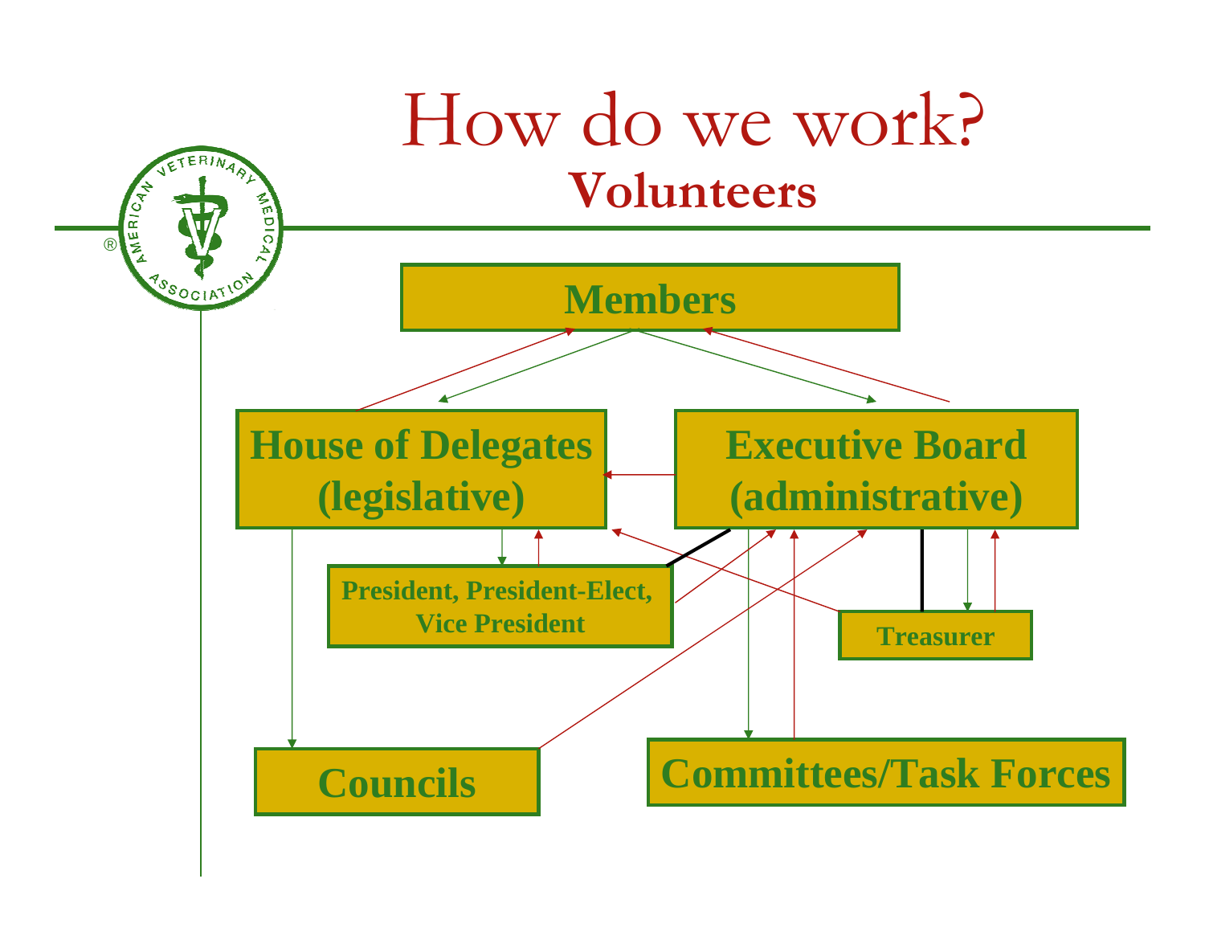# How do we work?

## Volunteers

Members

House of Delegates (legislative)

Executive Board (administrative)

President, President-Elect, Vice President

Treasurer

Councils

Committees/Task Forces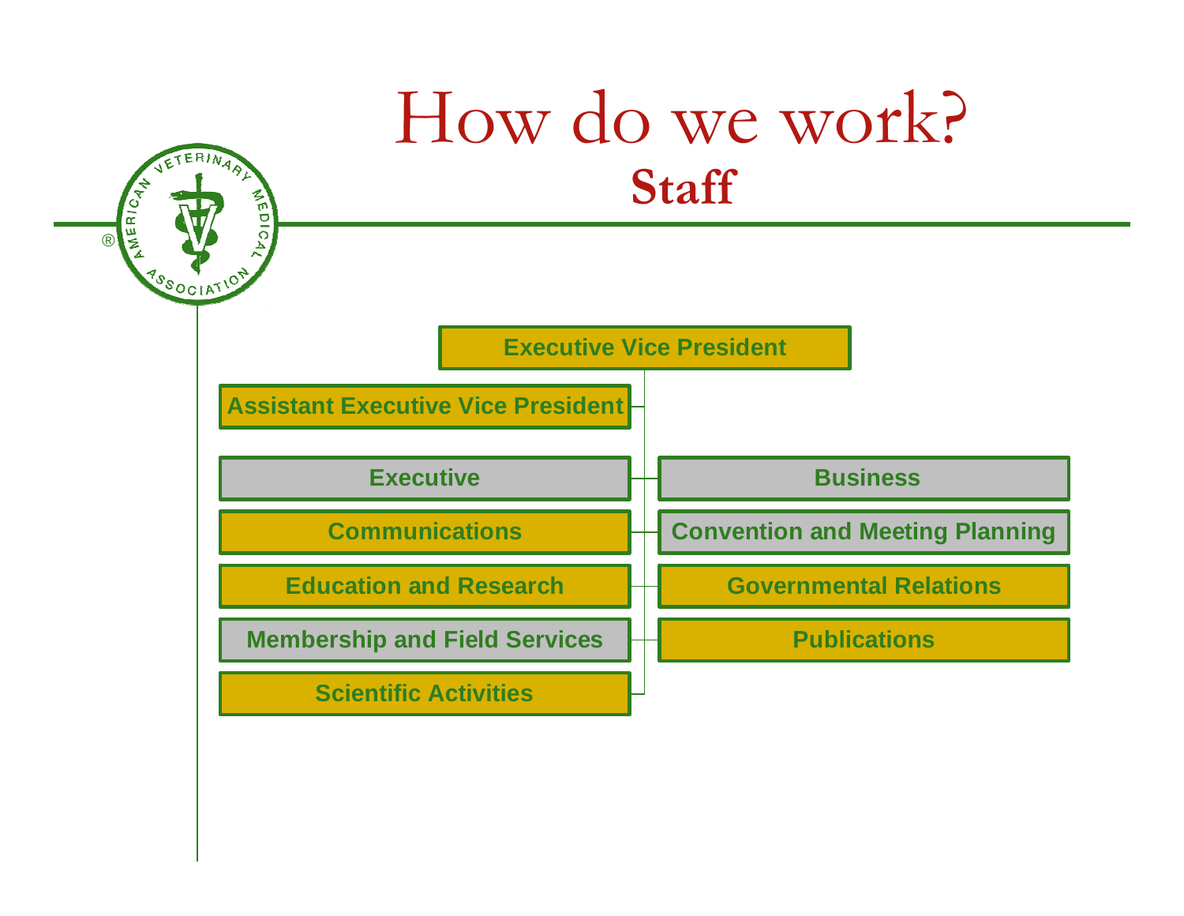# How do we work?

## Staff

- Executive Vice President
  - Assistant Executive Vice President
  - Executive
  - Communications
  - Education and Research
  - Membership and Field Services
  - Scientific Activities
  - Business
  - Convention and Meeting Planning
  - Governmental Relations
  - Publications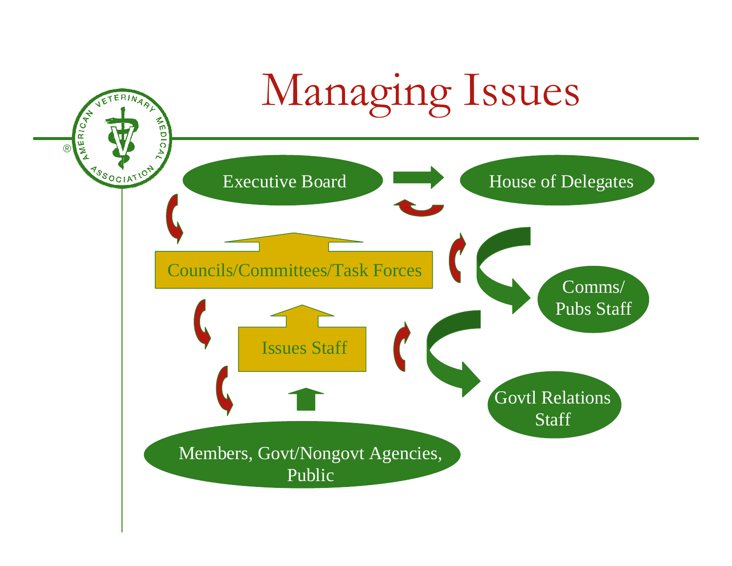# Managing Issues

Executive Board

House of Delegates

Councils/Committees/Task Forces

Comms/ Pubs Staff

Issues Staff

Govtl Relations Staff

Members, Govt/Nongovt Agencies, Public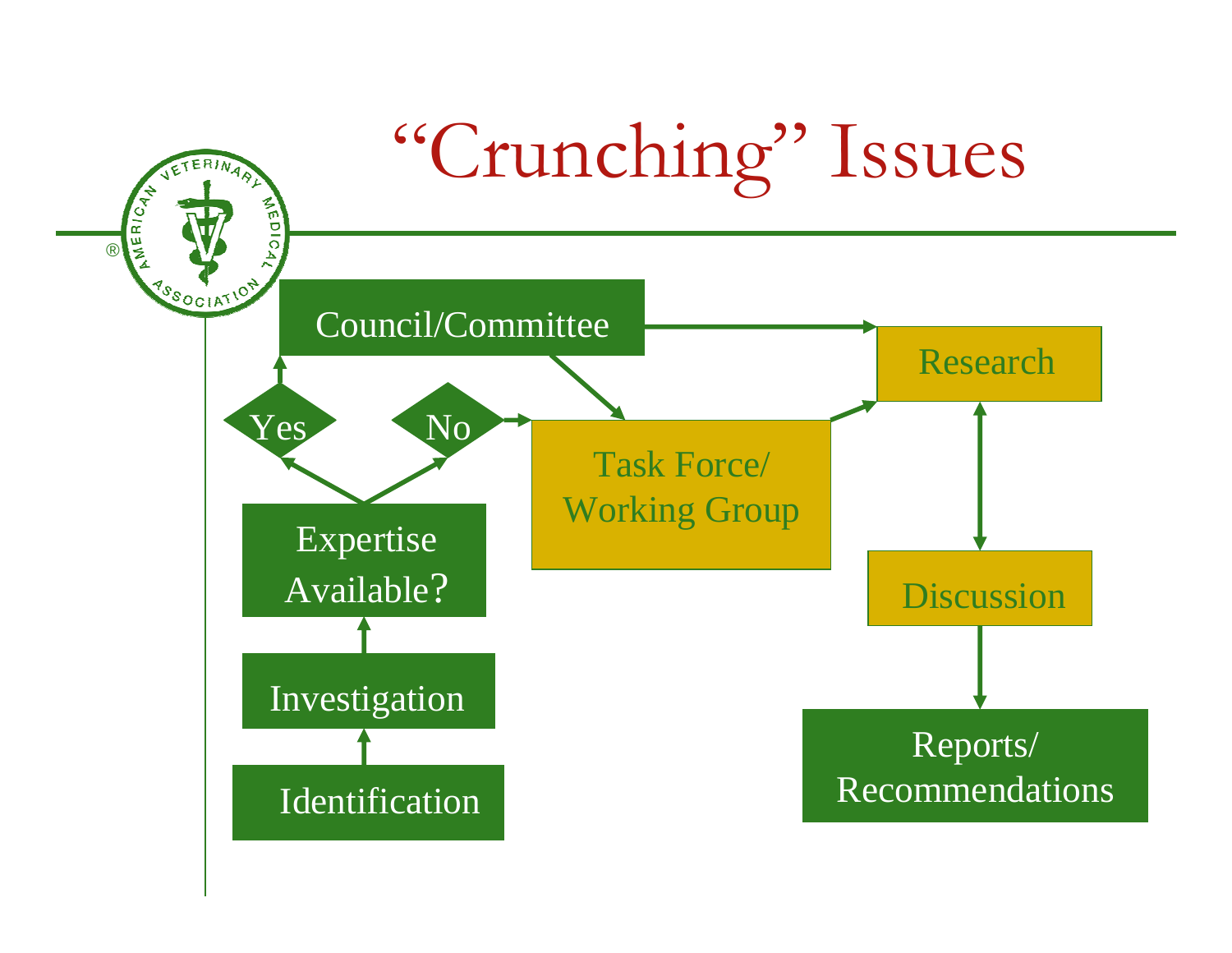# "Crunching" Issues

- Identification
- Investigation
- Expertise Available?
  - Yes → Council/Committee
  - No → Task Force/ Working Group
- Council/Committee → Research
- Council/Committee → Task Force/ Working Group
- Task Force/ Working Group → Research
- Research ↔ Discussion
- Discussion → Reports/ Recommendations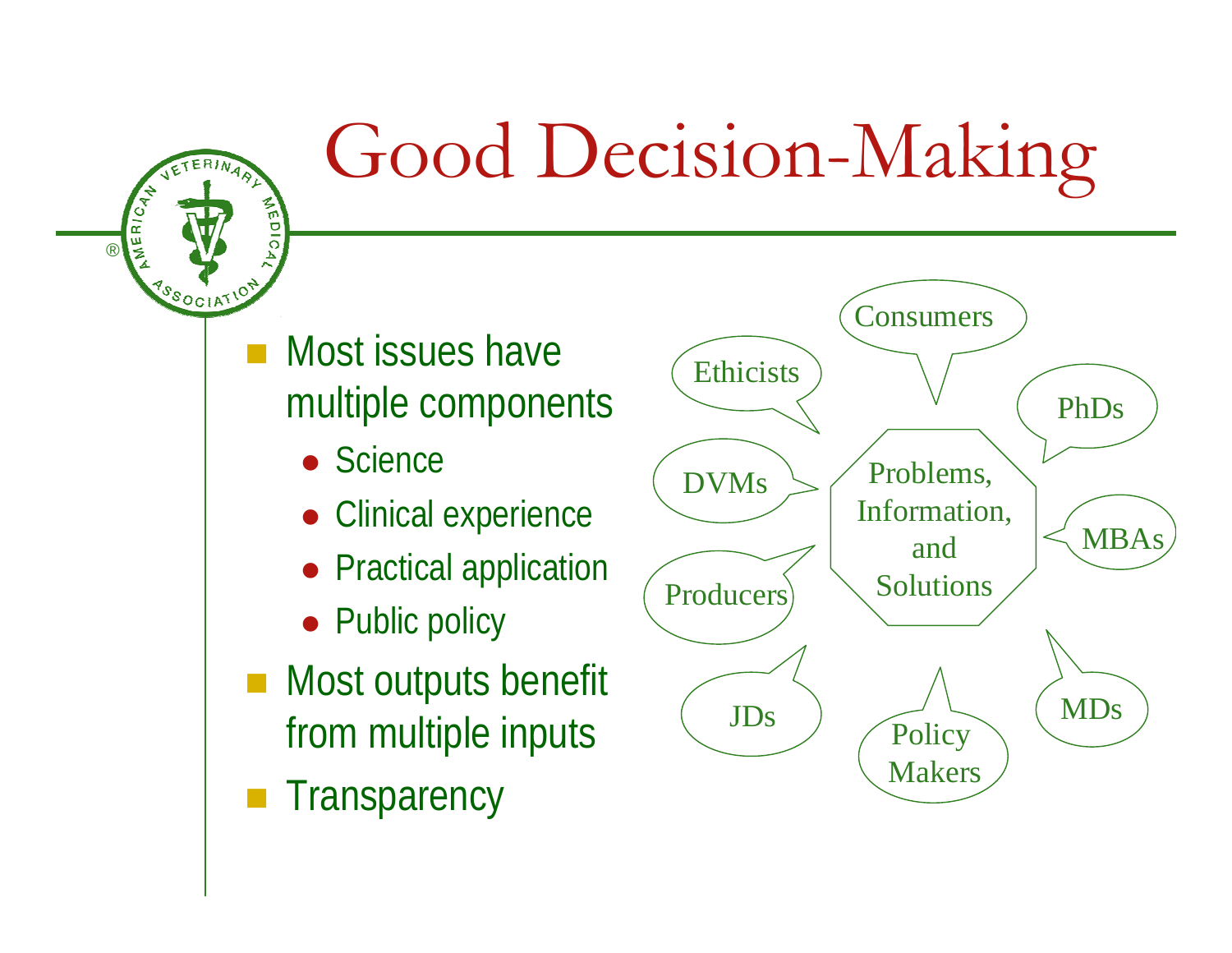# Good Decision-Making

- Most issues have multiple components
  - Science
  - Clinical experience
  - Practical application
  - Public policy
- Most outputs benefit from multiple inputs
- Transparency

Problems, Information, and Solutions

Consumers

Ethicists

PhDs

DVMs

MBAs

Producers

JDs

Policy Makers

MDs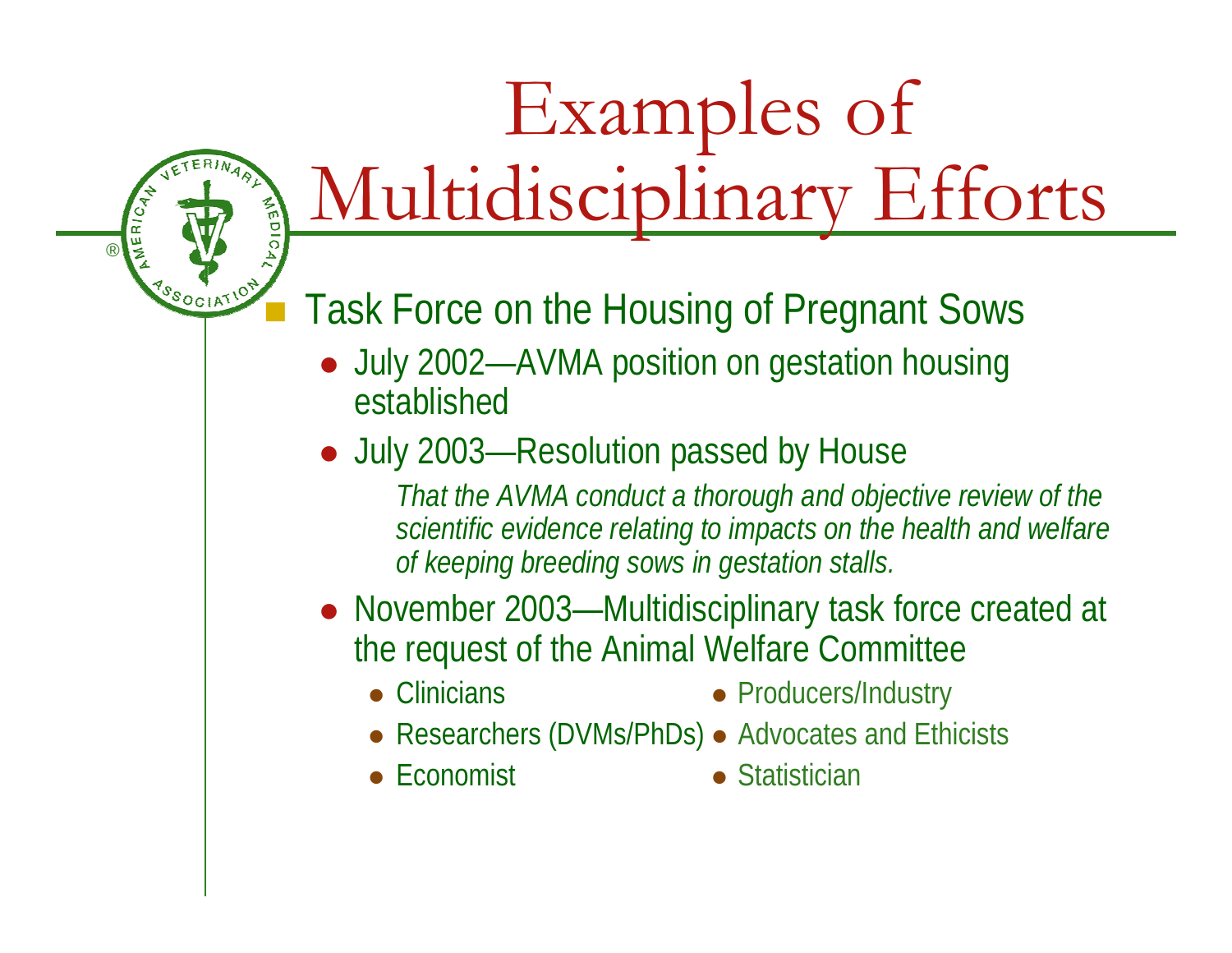# Examples of Multidisciplinary Efforts

- Task Force on the Housing of Pregnant Sows
  - July 2002—AVMA position on gestation housing established
  - July 2003—Resolution passed by House

    *That the AVMA conduct a thorough and objective review of the scientific evidence relating to impacts on the health and welfare of keeping breeding sows in gestation stalls.*
  - November 2003—Multidisciplinary task force created at the request of the Animal Welfare Committee
    - Clinicians
    - Researchers (DVMs/PhDs)
    - Economist
    - Producers/Industry
    - Advocates and Ethicists
    - Statistician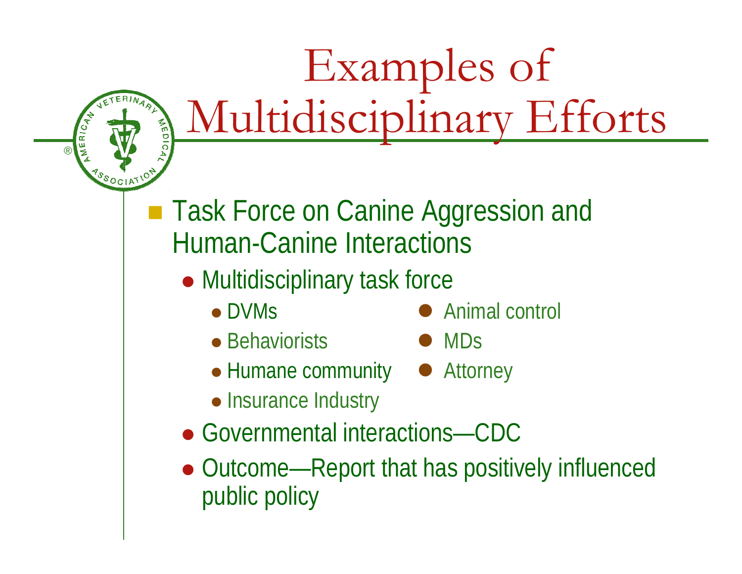# Examples of Multidisciplinary Efforts

- Task Force on Canine Aggression and Human-Canine Interactions
  - Multidisciplinary task force
    - DVMs
    - Behaviorists
    - Humane community
    - Insurance Industry
    - Animal control
    - MDs
    - Attorney
  - Governmental interactions—CDC
  - Outcome—Report that has positively influenced public policy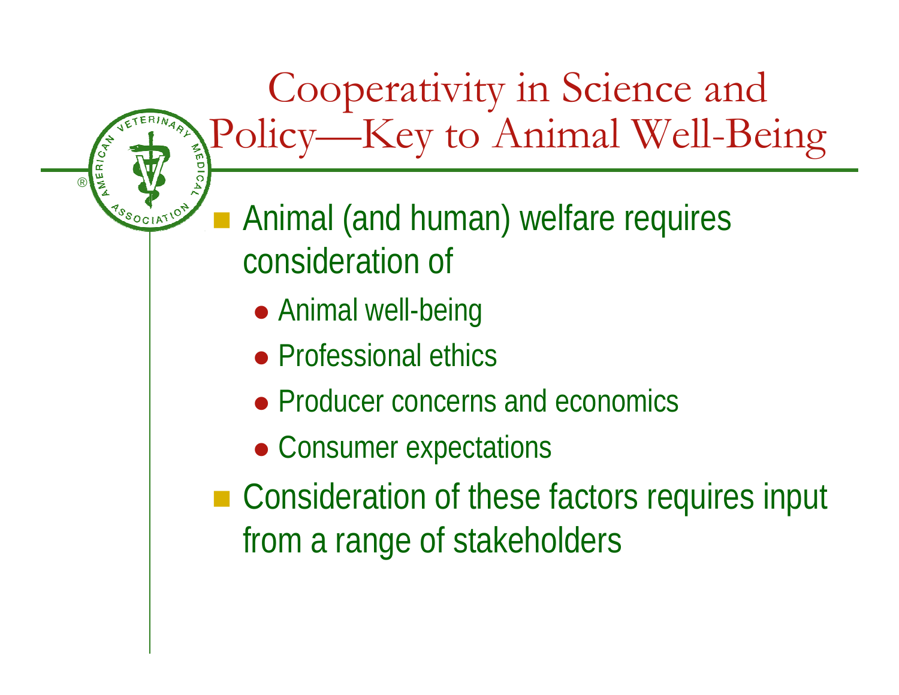# Cooperativity in Science and Policy—Key to Animal Well-Being

- Animal (and human) welfare requires consideration of
  - Animal well-being
  - Professional ethics
  - Producer concerns and economics
  - Consumer expectations
- Consideration of these factors requires input from a range of stakeholders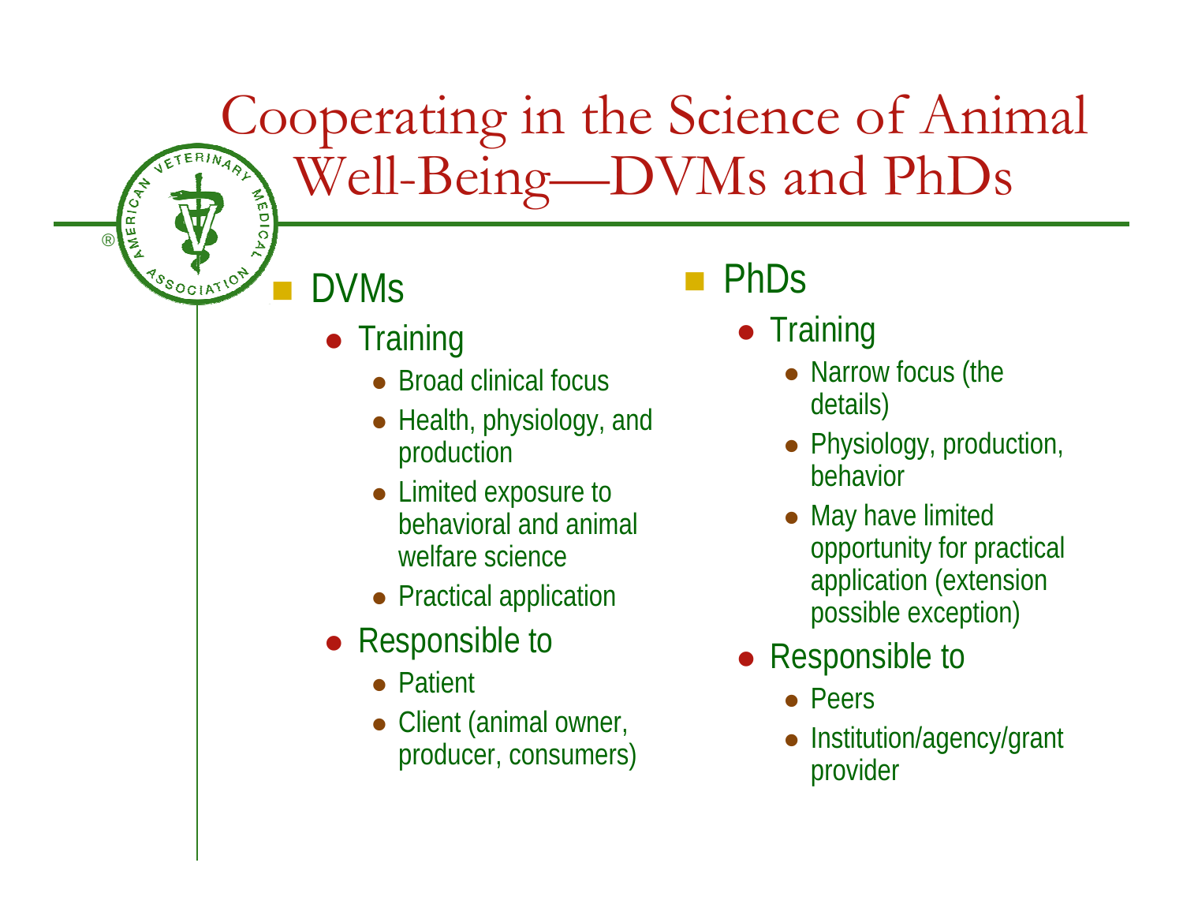# Cooperating in the Science of Animal Well-Being—DVMs and PhDs

- DVMs
  - Training
    - Broad clinical focus
    - Health, physiology, and production
    - Limited exposure to behavioral and animal welfare science
    - Practical application
  - Responsible to
    - Patient
    - Client (animal owner, producer, consumers)

- PhDs
  - Training
    - Narrow focus (the details)
    - Physiology, production, behavior
    - May have limited opportunity for practical application (extension possible exception)
  - Responsible to
    - Peers
    - Institution/agency/grant provider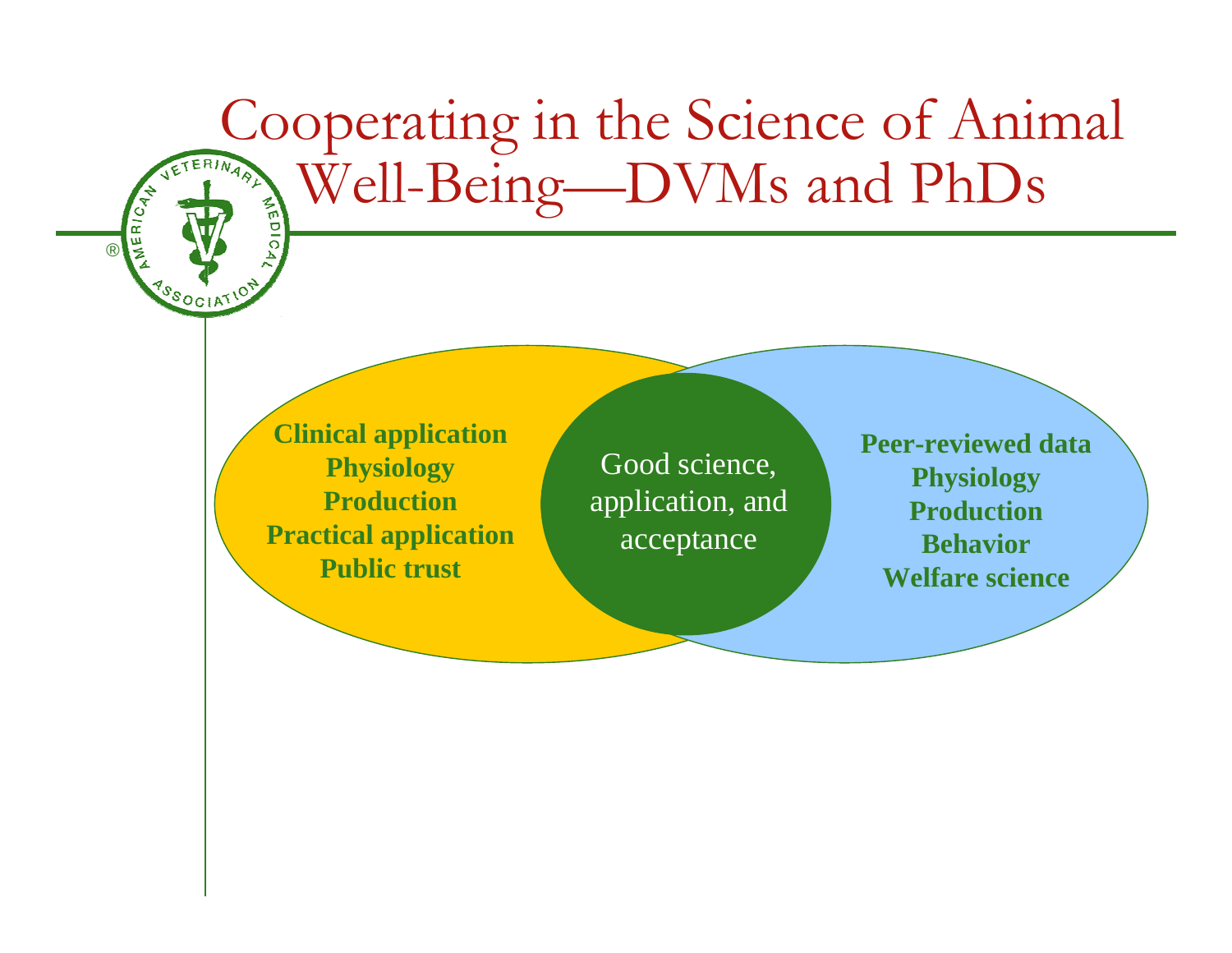# Cooperating in the Science of Animal Well-Being—DVMs and PhDs

**Clinical application**
**Physiology**
**Production**
**Practical application**
**Public trust**

Good science, application, and acceptance

**Peer-reviewed data**
**Physiology**
**Production**
**Behavior**
**Welfare science**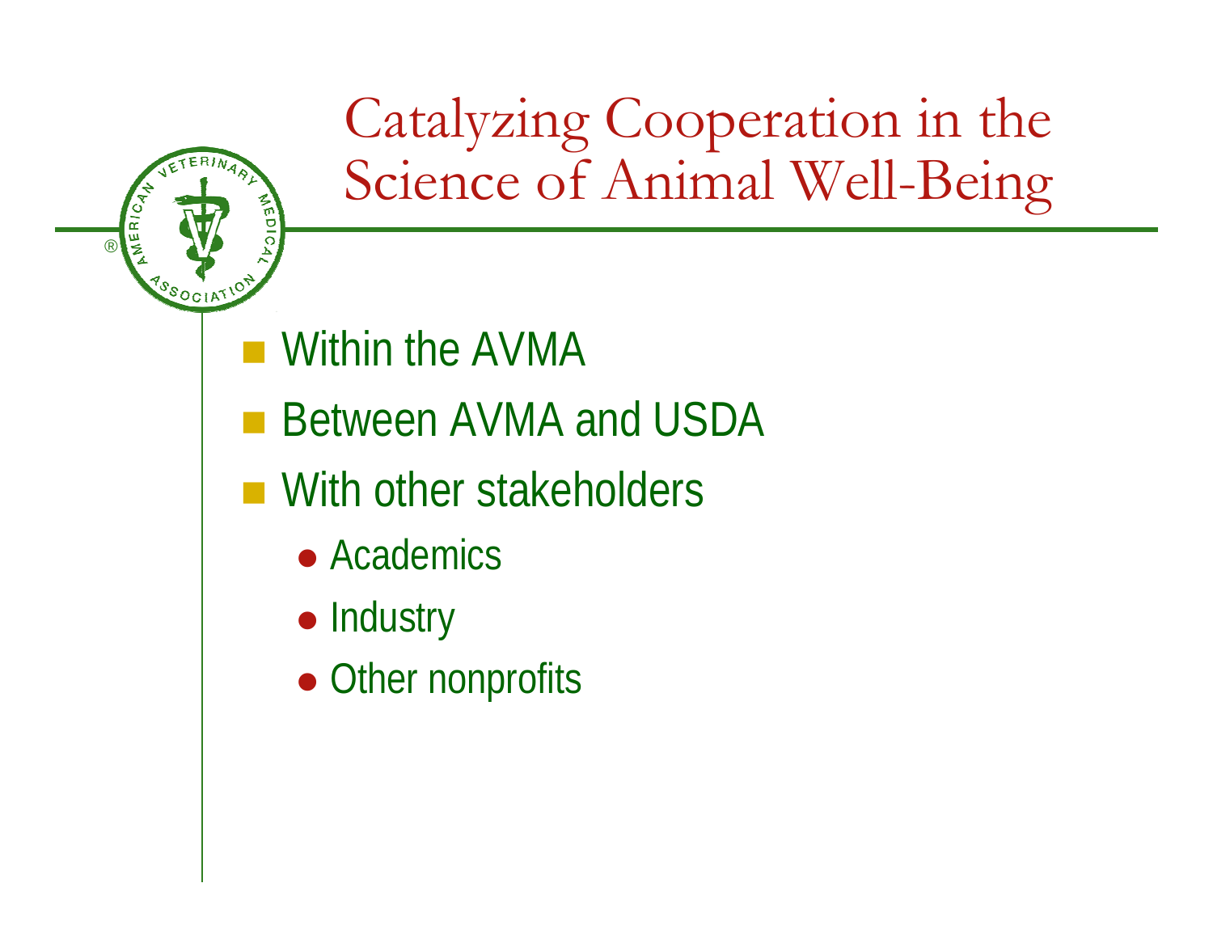# Catalyzing Cooperation in the Science of Animal Well-Being

- Within the AVMA
- Between AVMA and USDA
- With other stakeholders
  - Academics
  - Industry
  - Other nonprofits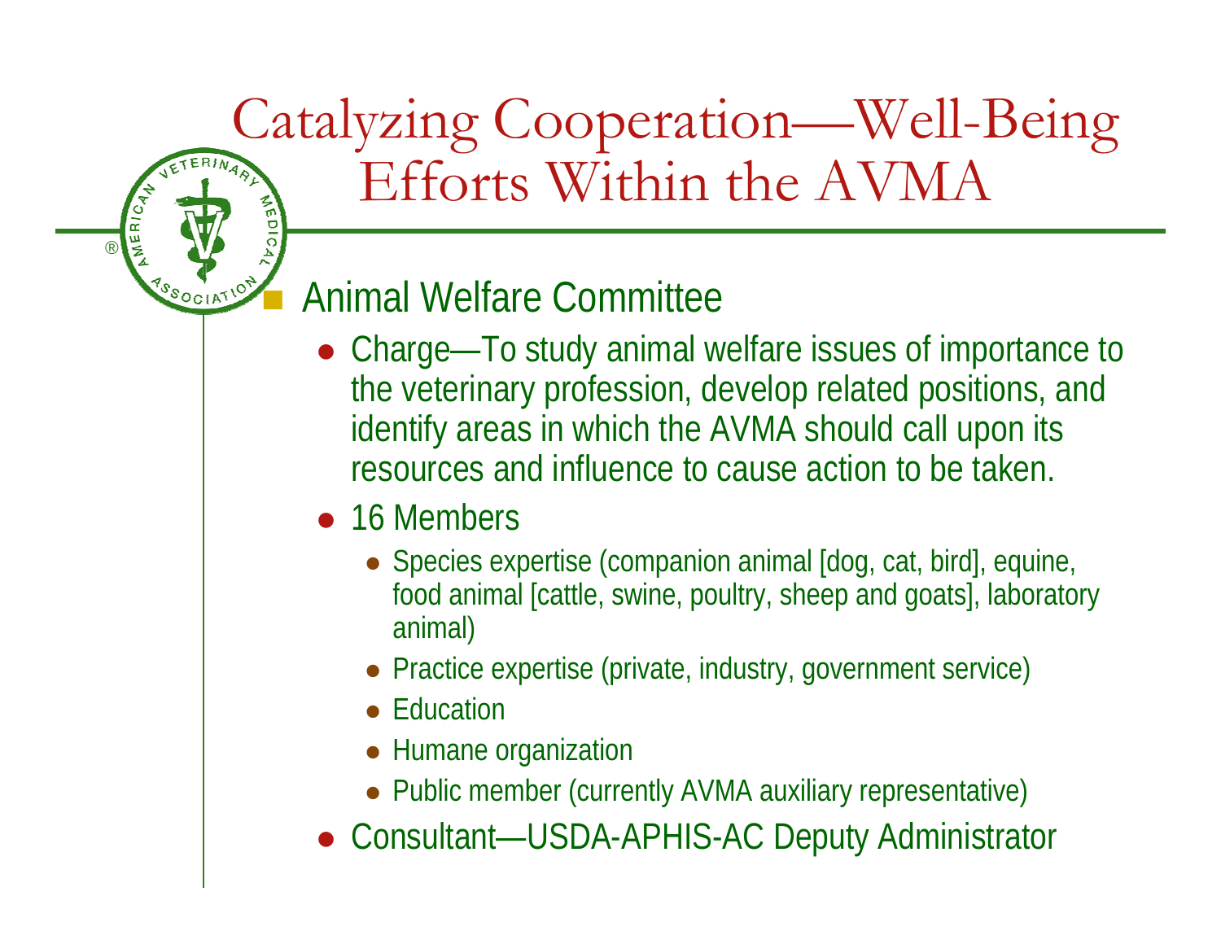# Catalyzing Cooperation—Well-Being Efforts Within the AVMA

- Animal Welfare Committee
  - Charge—To study animal welfare issues of importance to the veterinary profession, develop related positions, and identify areas in which the AVMA should call upon its resources and influence to cause action to be taken.
  - 16 Members
    - Species expertise (companion animal [dog, cat, bird], equine, food animal [cattle, swine, poultry, sheep and goats], laboratory animal)
    - Practice expertise (private, industry, government service)
    - Education
    - Humane organization
    - Public member (currently AVMA auxiliary representative)
  - Consultant—USDA-APHIS-AC Deputy Administrator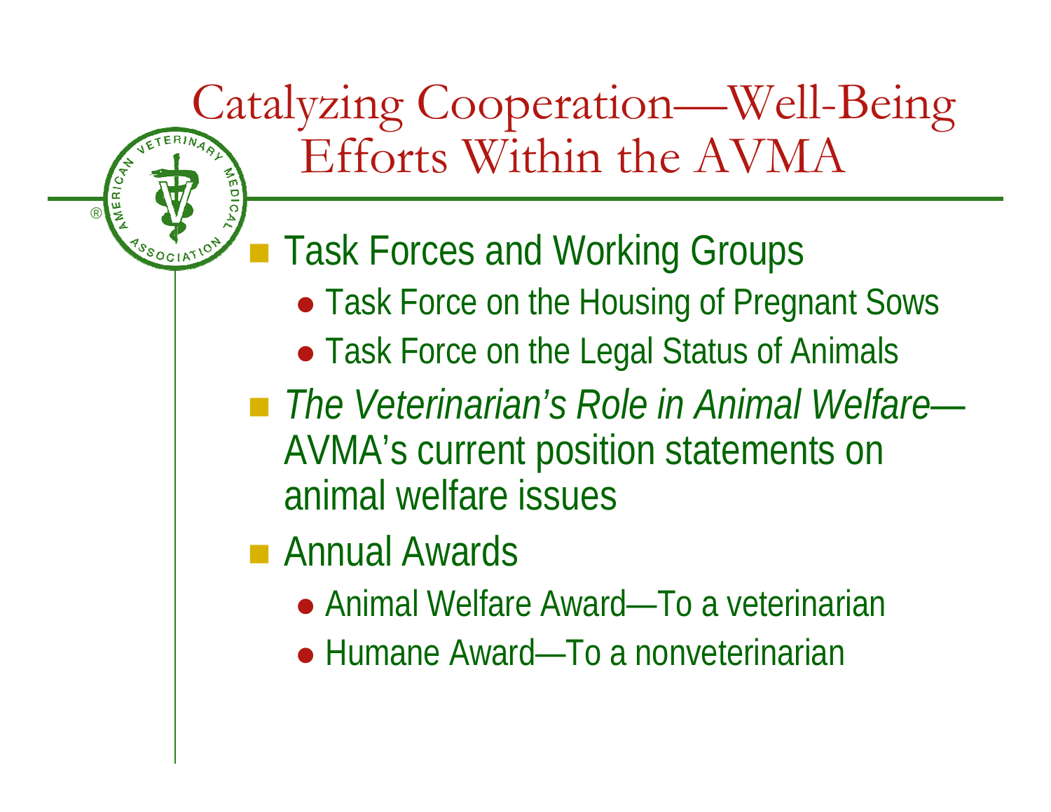# Catalyzing Cooperation—Well-Being Efforts Within the AVMA

- Task Forces and Working Groups
  - Task Force on the Housing of Pregnant Sows
  - Task Force on the Legal Status of Animals
- *The Veterinarian's Role in Animal Welfare*—AVMA's current position statements on animal welfare issues
- Annual Awards
  - Animal Welfare Award—To a veterinarian
  - Humane Award—To a nonveterinarian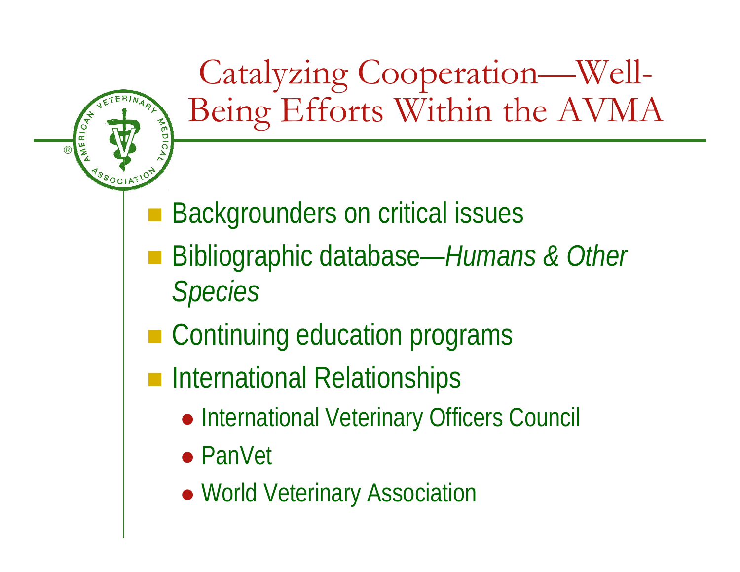# Catalyzing Cooperation—Well-Being Efforts Within the AVMA

- Backgrounders on critical issues
- Bibliographic database—*Humans & Other Species*
- Continuing education programs
- International Relationships
  - International Veterinary Officers Council
  - PanVet
  - World Veterinary Association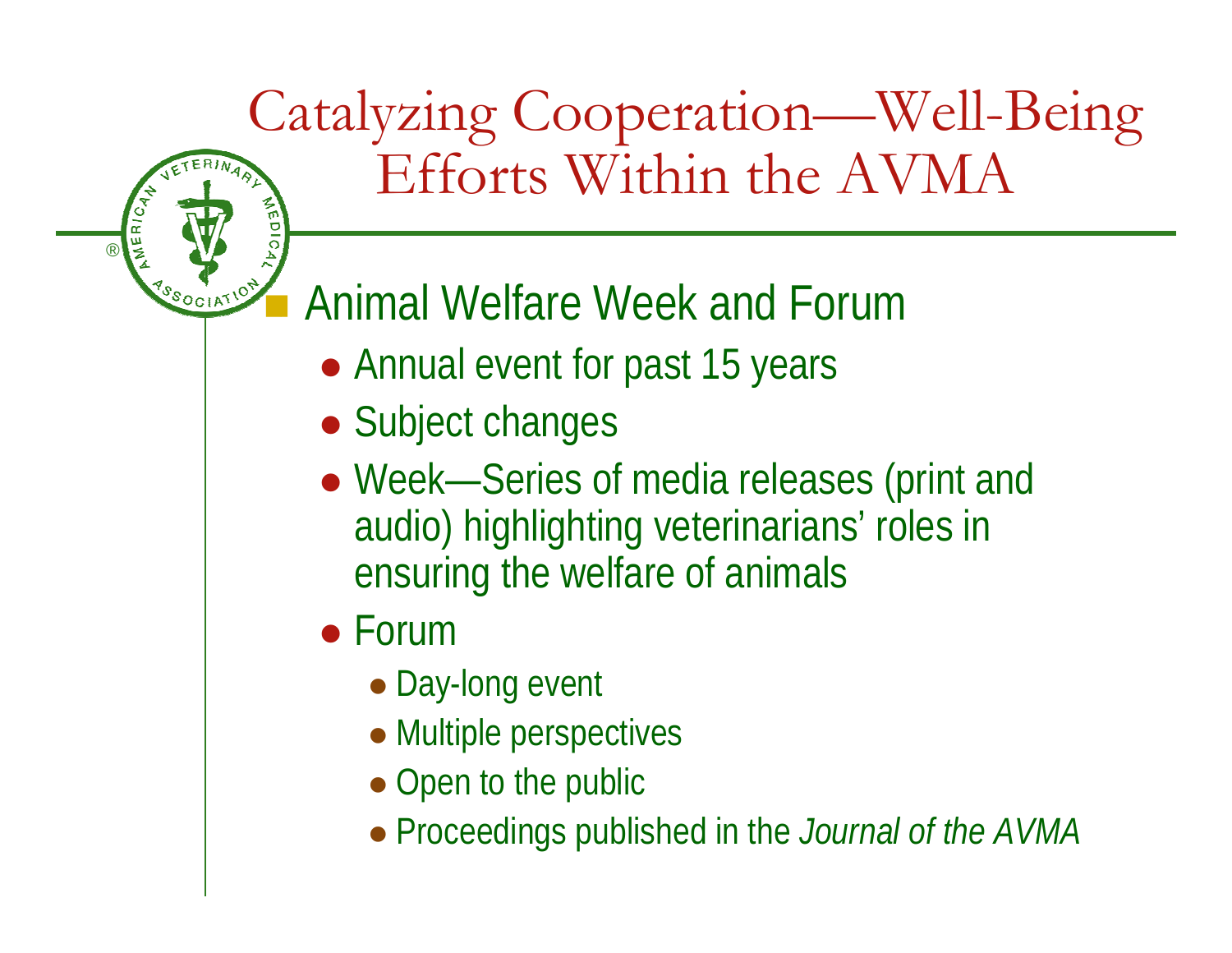# Catalyzing Cooperation—Well-Being Efforts Within the AVMA

- Animal Welfare Week and Forum
  - Annual event for past 15 years
  - Subject changes
  - Week—Series of media releases (print and audio) highlighting veterinarians' roles in ensuring the welfare of animals
  - Forum
    - Day-long event
    - Multiple perspectives
    - Open to the public
    - Proceedings published in the *Journal of the AVMA*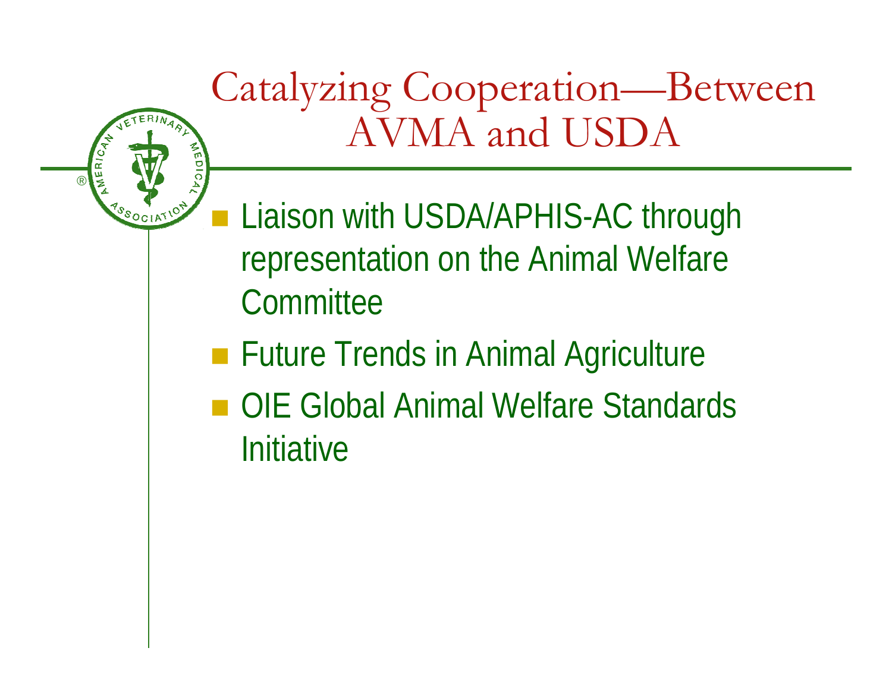# Catalyzing Cooperation—Between AVMA and USDA

- Liaison with USDA/APHIS-AC through representation on the Animal Welfare Committee
- Future Trends in Animal Agriculture
- OIE Global Animal Welfare Standards Initiative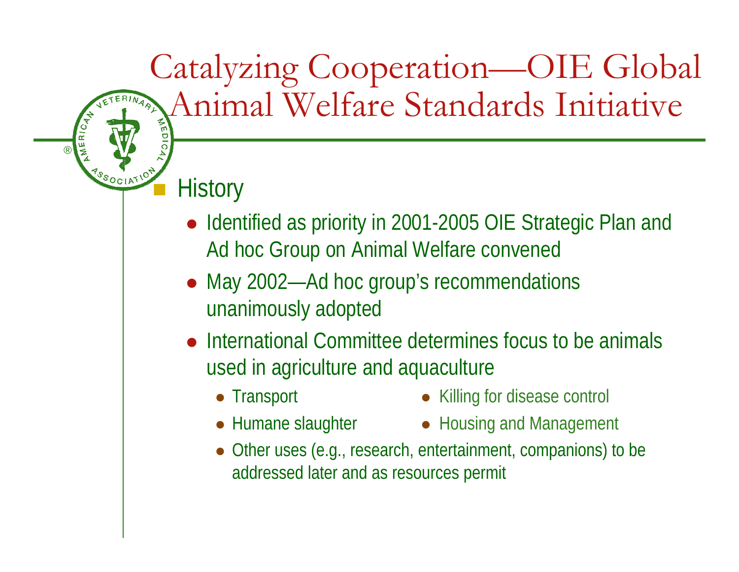# Catalyzing Cooperation—OIE Global Animal Welfare Standards Initiative

- History
  - Identified as priority in 2001-2005 OIE Strategic Plan and Ad hoc Group on Animal Welfare convened
  - May 2002—Ad hoc group's recommendations unanimously adopted
  - International Committee determines focus to be animals used in agriculture and aquaculture
    - Transport
    - Humane slaughter
    - Killing for disease control
    - Housing and Management
    - Other uses (e.g., research, entertainment, companions) to be addressed later and as resources permit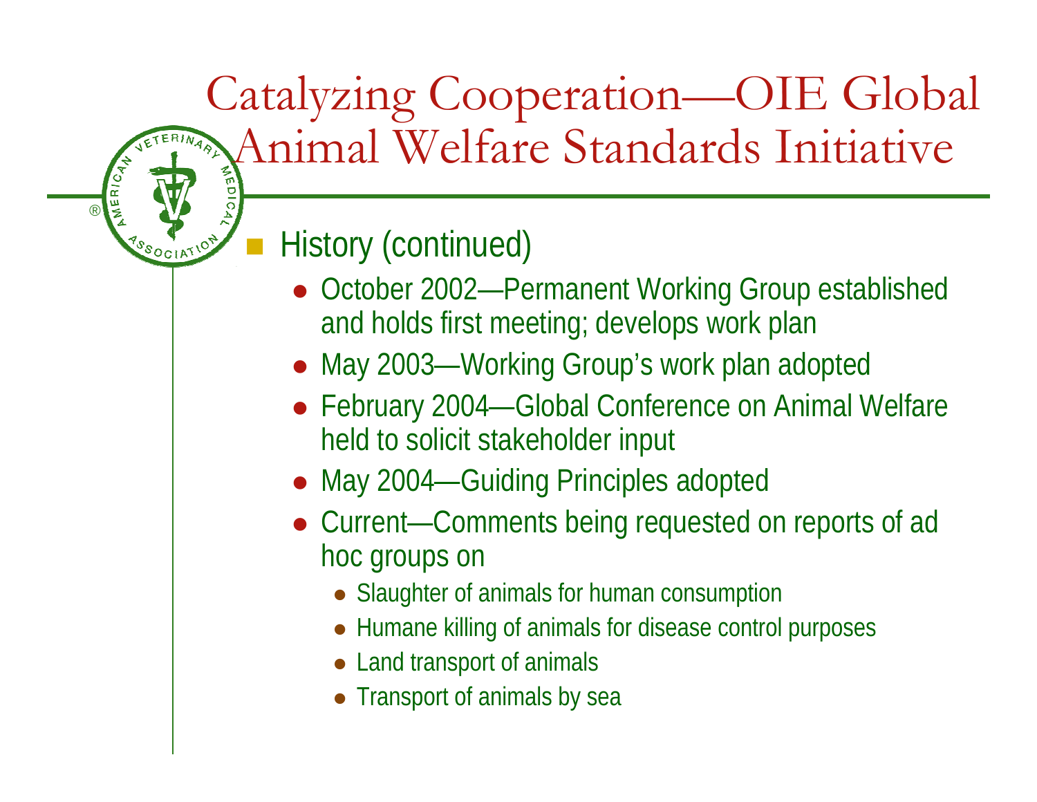# Catalyzing Cooperation—OIE Global Animal Welfare Standards Initiative

- History (continued)
  - October 2002—Permanent Working Group established and holds first meeting; develops work plan
  - May 2003—Working Group's work plan adopted
  - February 2004—Global Conference on Animal Welfare held to solicit stakeholder input
  - May 2004—Guiding Principles adopted
  - Current—Comments being requested on reports of ad hoc groups on
    - Slaughter of animals for human consumption
    - Humane killing of animals for disease control purposes
    - Land transport of animals
    - Transport of animals by sea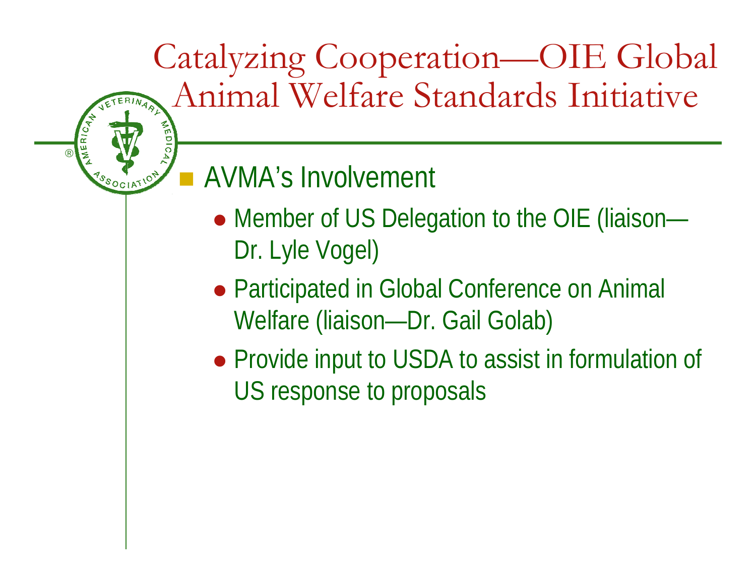# Catalyzing Cooperation—OIE Global Animal Welfare Standards Initiative

- AVMA's Involvement
  - Member of US Delegation to the OIE (liaison—Dr. Lyle Vogel)
  - Participated in Global Conference on Animal Welfare (liaison—Dr. Gail Golab)
  - Provide input to USDA to assist in formulation of US response to proposals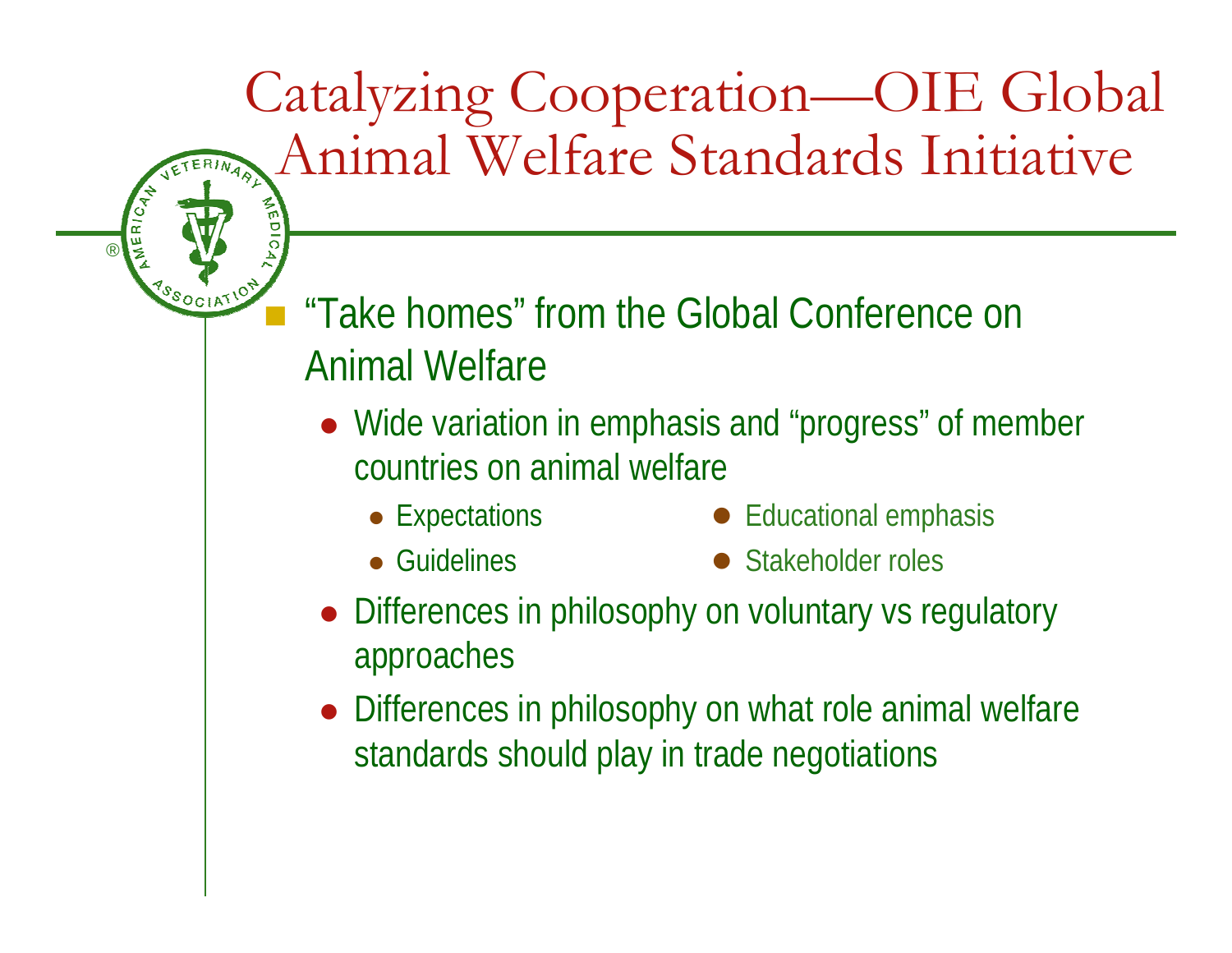# Catalyzing Cooperation—OIE Global Animal Welfare Standards Initiative

- "Take homes" from the Global Conference on Animal Welfare
  - Wide variation in emphasis and "progress" of member countries on animal welfare
    - Expectations
    - Guidelines
    - Educational emphasis
    - Stakeholder roles
  - Differences in philosophy on voluntary vs regulatory approaches
  - Differences in philosophy on what role animal welfare standards should play in trade negotiations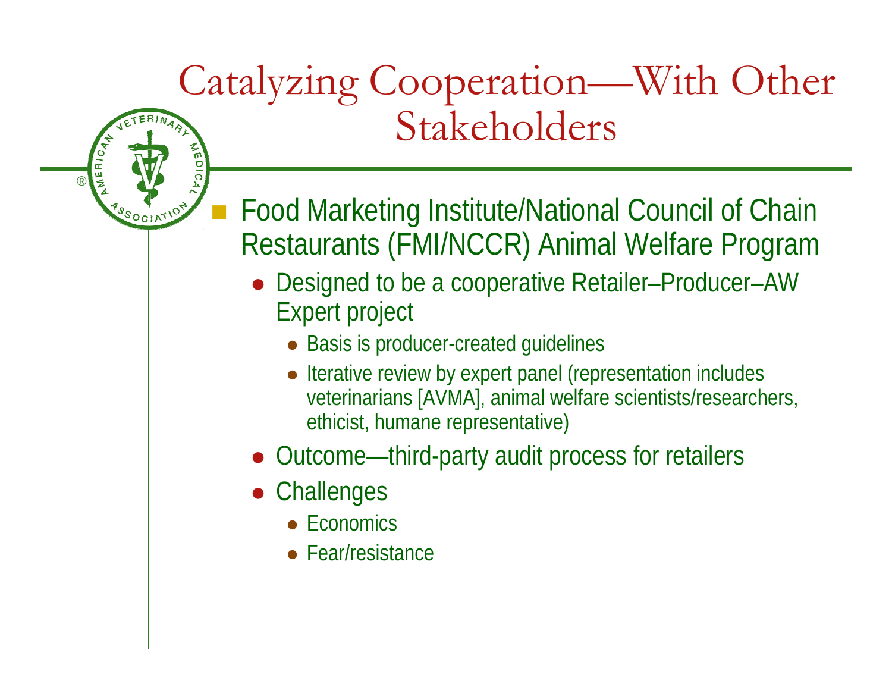# Catalyzing Cooperation—With Other Stakeholders

- Food Marketing Institute/National Council of Chain Restaurants (FMI/NCCR) Animal Welfare Program
  - Designed to be a cooperative Retailer–Producer–AW Expert project
    - Basis is producer-created guidelines
    - Iterative review by expert panel (representation includes veterinarians [AVMA], animal welfare scientists/researchers, ethicist, humane representative)
  - Outcome—third-party audit process for retailers
  - Challenges
    - Economics
    - Fear/resistance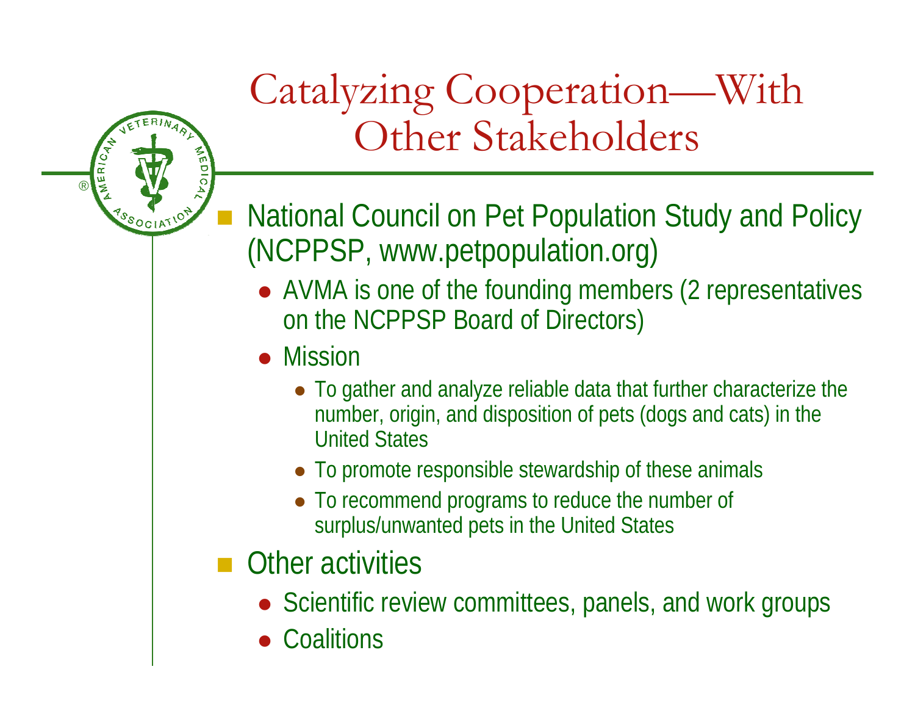# Catalyzing Cooperation—With Other Stakeholders

- National Council on Pet Population Study and Policy (NCPPSP, www.petpopulation.org)
  - AVMA is one of the founding members (2 representatives on the NCPPSP Board of Directors)
  - Mission
    - To gather and analyze reliable data that further characterize the number, origin, and disposition of pets (dogs and cats) in the United States
    - To promote responsible stewardship of these animals
    - To recommend programs to reduce the number of surplus/unwanted pets in the United States
- Other activities
  - Scientific review committees, panels, and work groups
  - Coalitions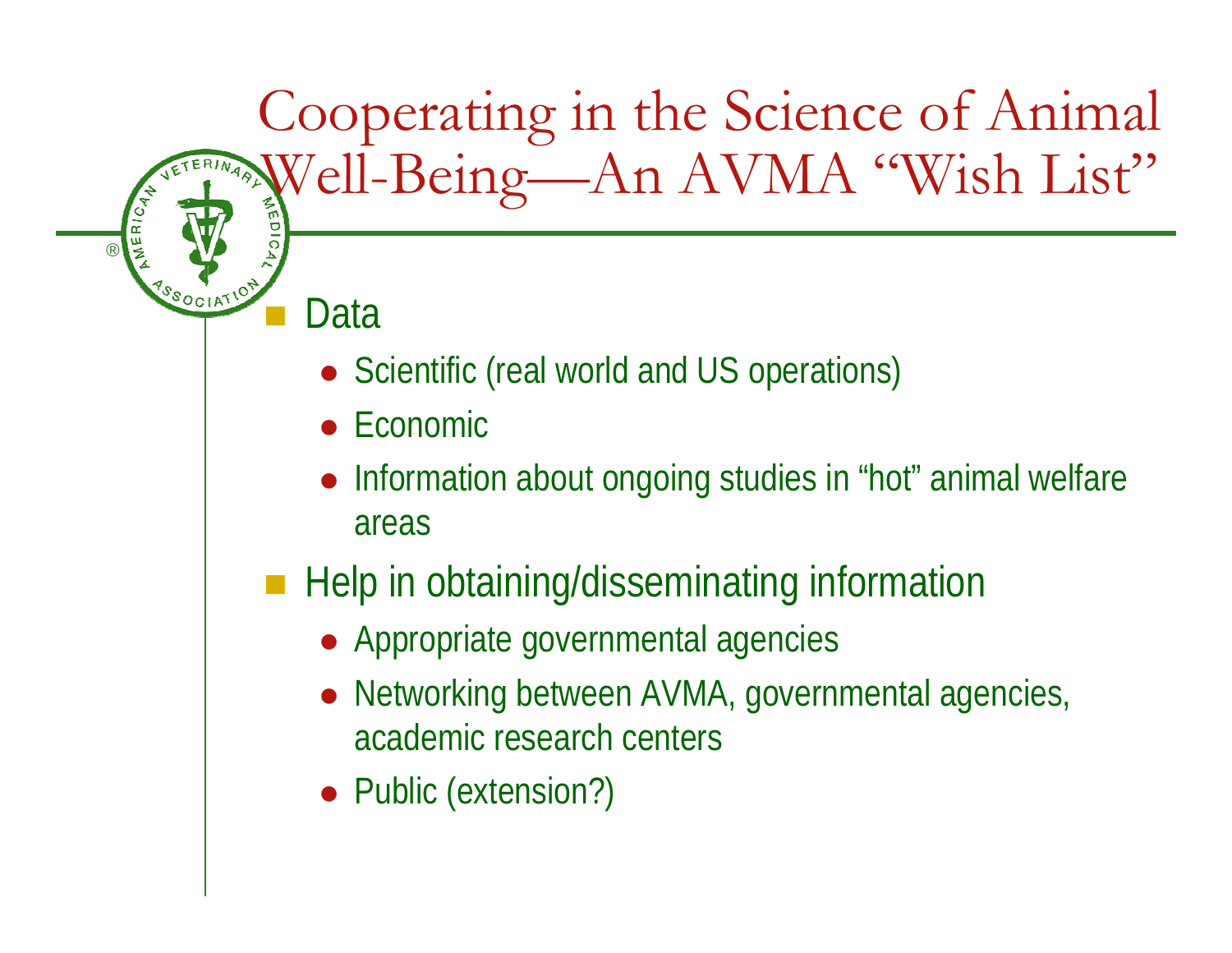# Cooperating in the Science of Animal Well-Being—An AVMA "Wish List"

- Data
  - Scientific (real world and US operations)
  - Economic
  - Information about ongoing studies in "hot" animal welfare areas
- Help in obtaining/disseminating information
  - Appropriate governmental agencies
  - Networking between AVMA, governmental agencies, academic research centers
  - Public (extension?)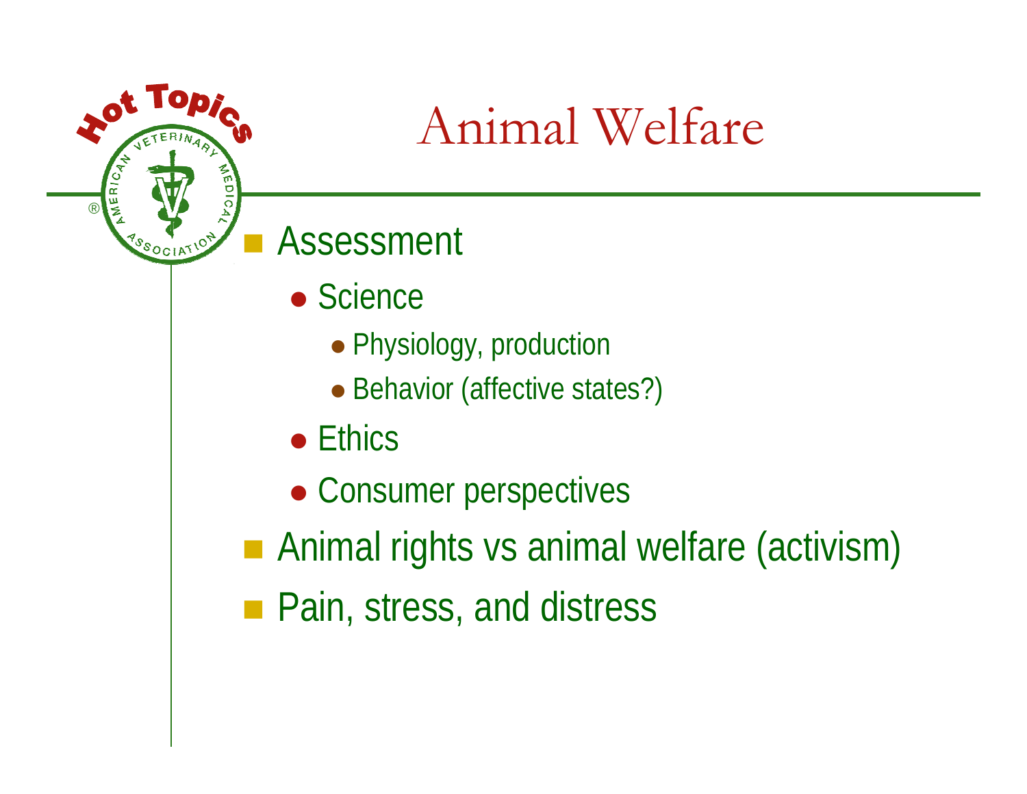# Animal Welfare

- Assessment
  - Science
    - Physiology, production
    - Behavior (affective states?)
  - Ethics
  - Consumer perspectives
- Animal rights vs animal welfare (activism)
- Pain, stress, and distress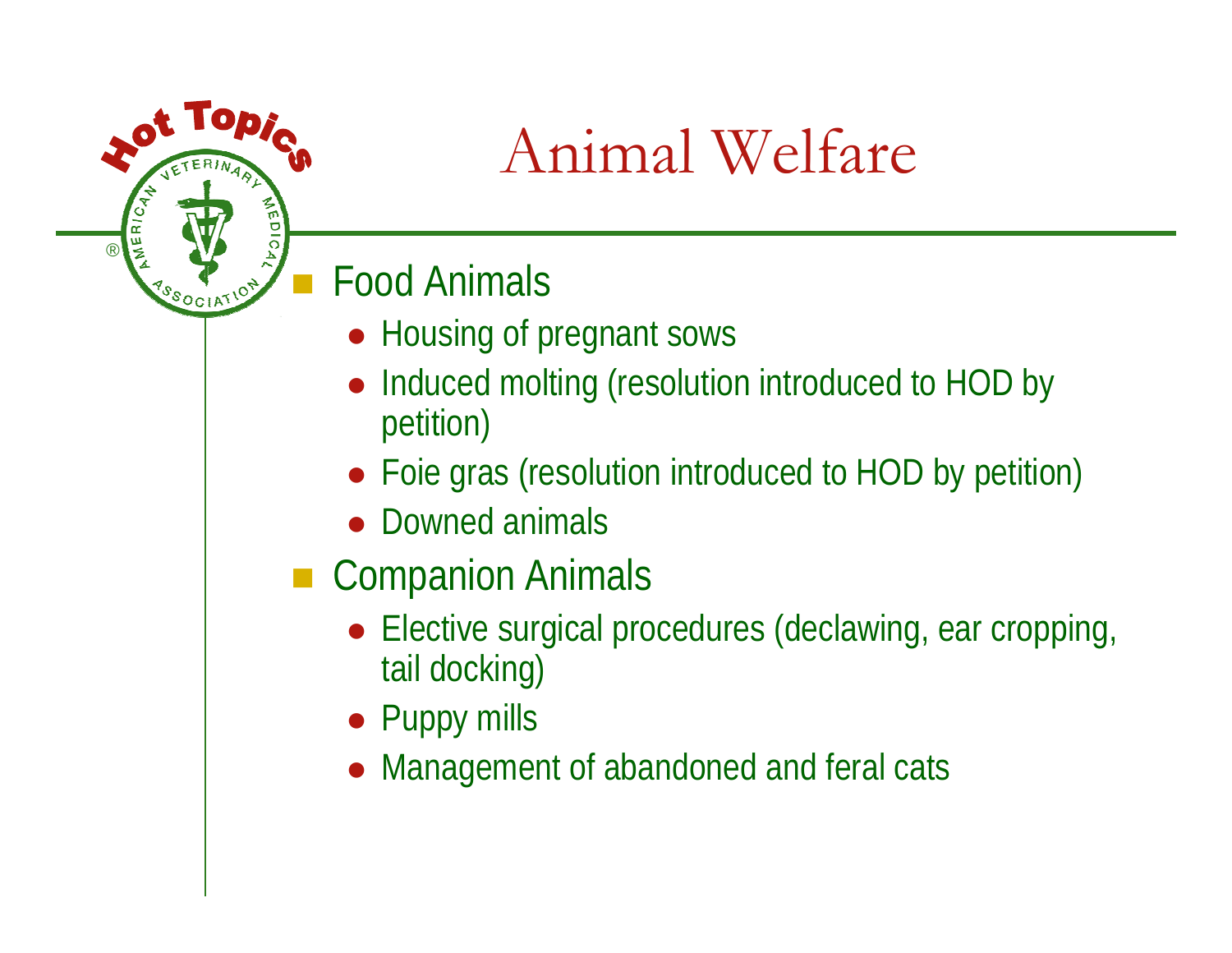# Animal Welfare

- Food Animals
  - Housing of pregnant sows
  - Induced molting (resolution introduced to HOD by petition)
  - Foie gras (resolution introduced to HOD by petition)
  - Downed animals
- Companion Animals
  - Elective surgical procedures (declawing, ear cropping, tail docking)
  - Puppy mills
  - Management of abandoned and feral cats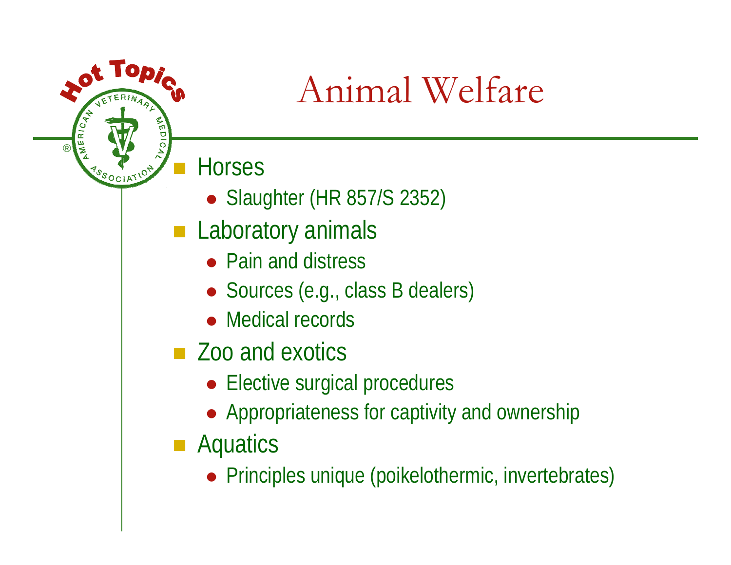# Animal Welfare

- Horses
  - Slaughter (HR 857/S 2352)
- Laboratory animals
  - Pain and distress
  - Sources (e.g., class B dealers)
  - Medical records
- Zoo and exotics
  - Elective surgical procedures
  - Appropriateness for captivity and ownership
- Aquatics
  - Principles unique (poikelothermic, invertebrates)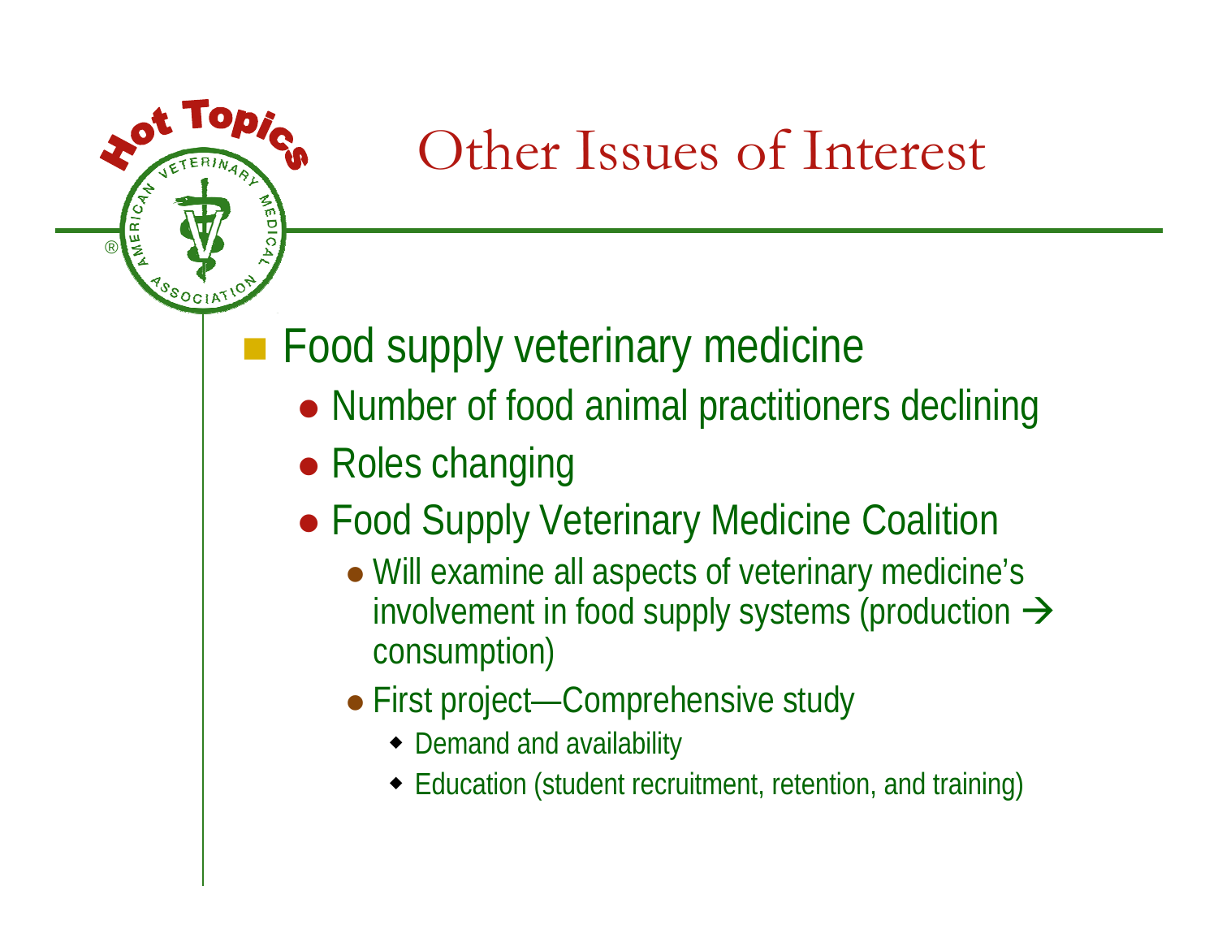# Other Issues of Interest

- Food supply veterinary medicine
  - Number of food animal practitioners declining
  - Roles changing
  - Food Supply Veterinary Medicine Coalition
    - Will examine all aspects of veterinary medicine's involvement in food supply systems (production → consumption)
    - First project—Comprehensive study
      - Demand and availability
      - Education (student recruitment, retention, and training)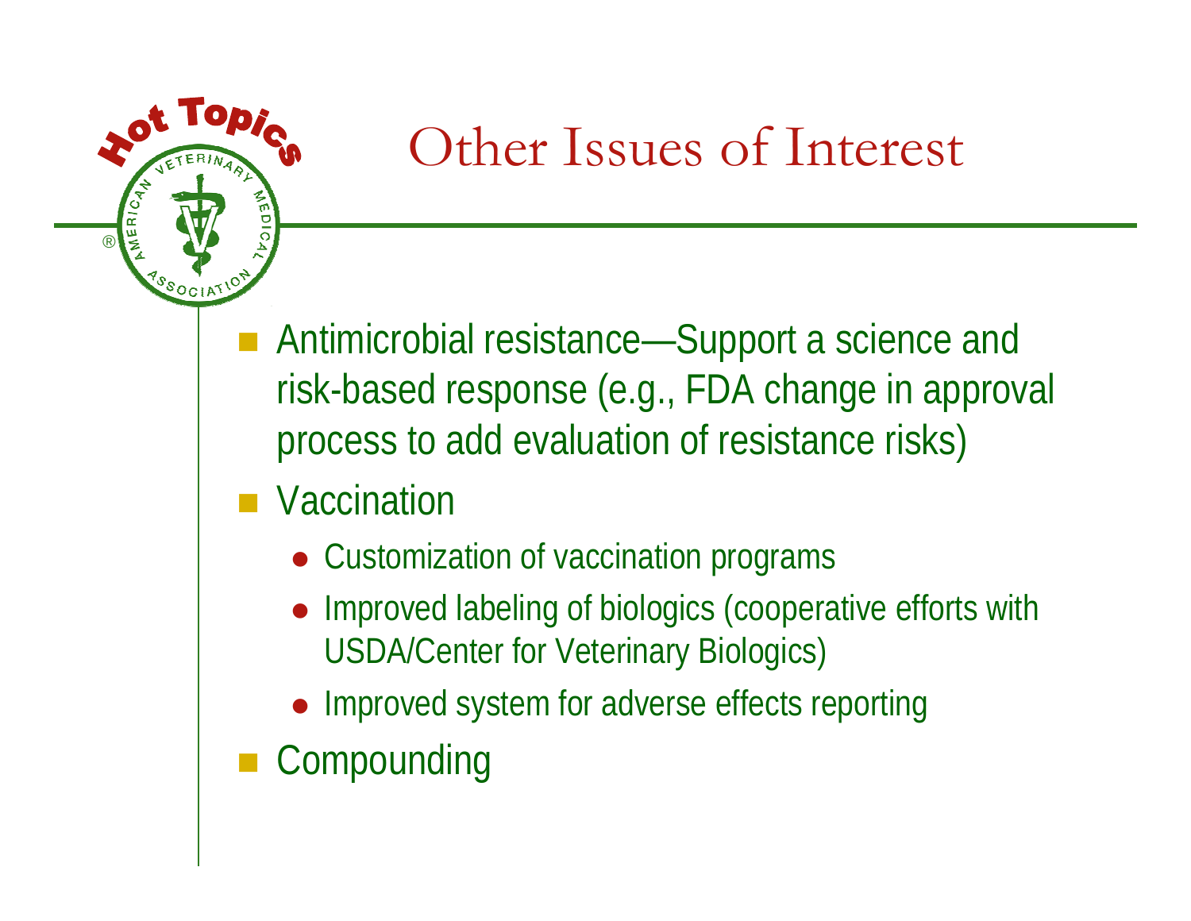# Other Issues of Interest

- Antimicrobial resistance—Support a science and risk-based response (e.g., FDA change in approval process to add evaluation of resistance risks)
- Vaccination
  - Customization of vaccination programs
  - Improved labeling of biologics (cooperative efforts with USDA/Center for Veterinary Biologics)
  - Improved system for adverse effects reporting
- Compounding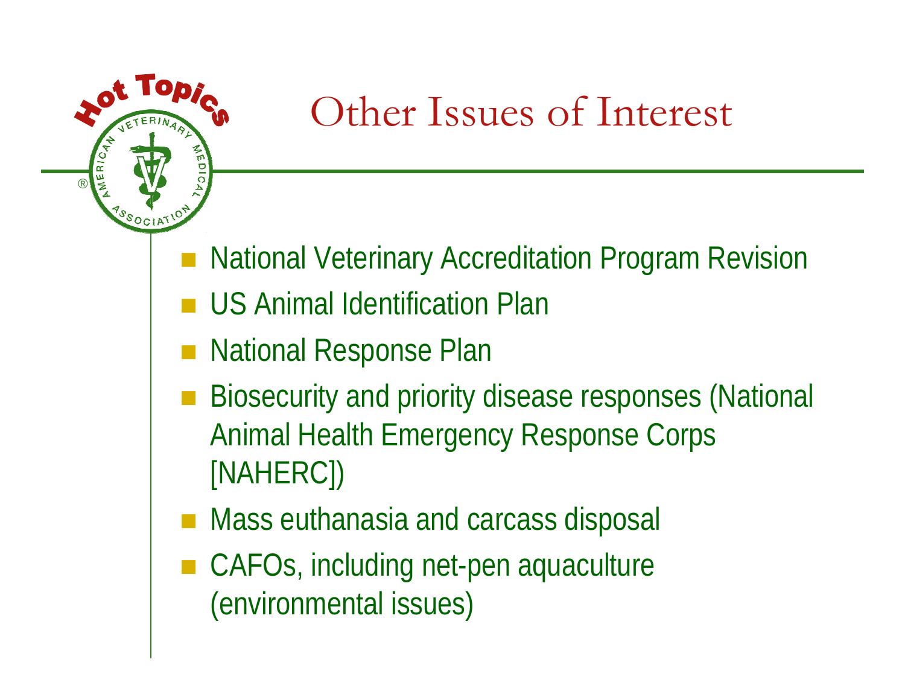# Other Issues of Interest

- National Veterinary Accreditation Program Revision
- US Animal Identification Plan
- National Response Plan
- Biosecurity and priority disease responses (National Animal Health Emergency Response Corps [NAHERC])
- Mass euthanasia and carcass disposal
- CAFOs, including net-pen aquaculture (environmental issues)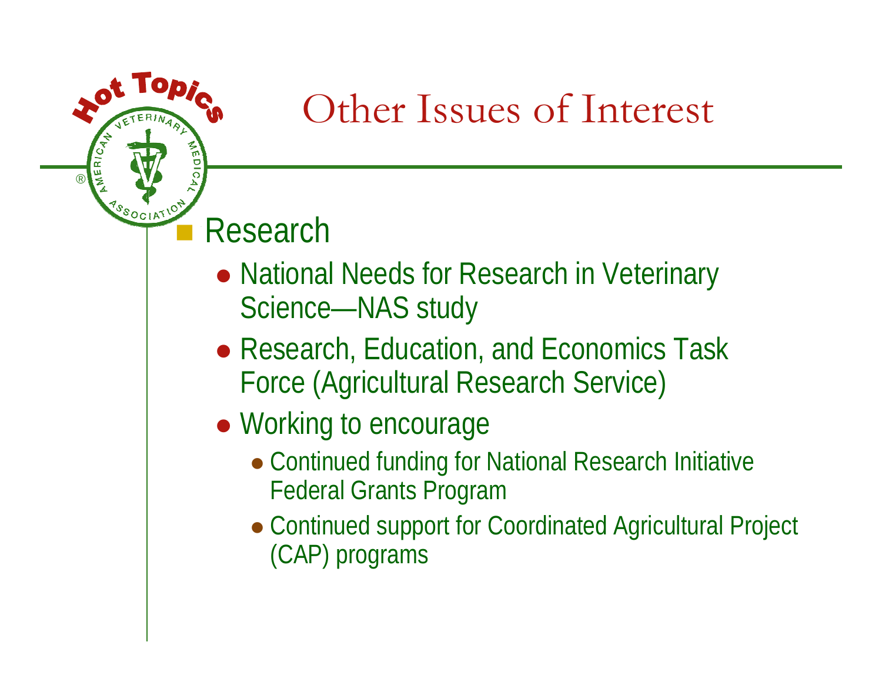# Other Issues of Interest

- Research
  - National Needs for Research in Veterinary Science—NAS study
  - Research, Education, and Economics Task Force (Agricultural Research Service)
  - Working to encourage
    - Continued funding for National Research Initiative Federal Grants Program
    - Continued support for Coordinated Agricultural Project (CAP) programs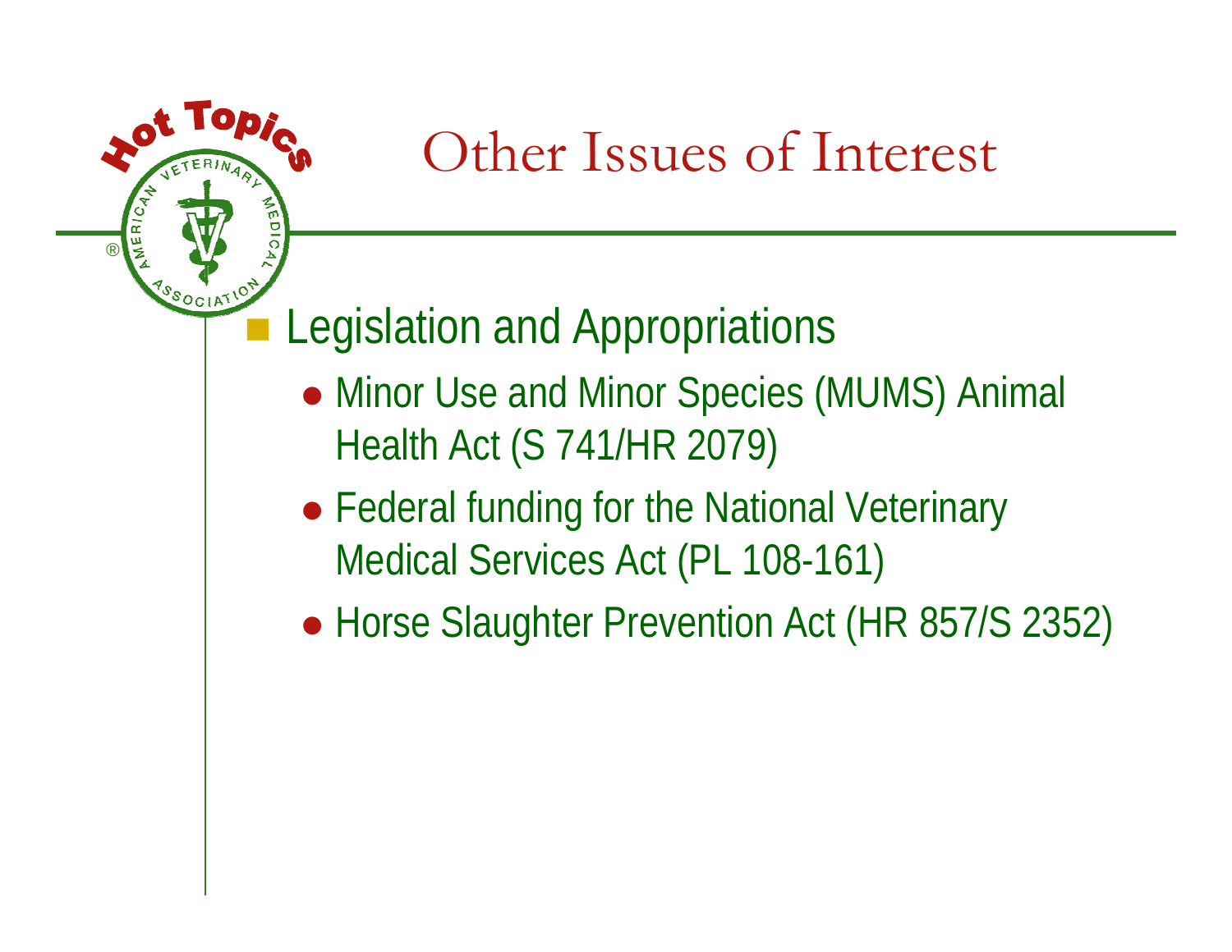# Other Issues of Interest

- Legislation and Appropriations
  - Minor Use and Minor Species (MUMS) Animal Health Act (S 741/HR 2079)
  - Federal funding for the National Veterinary Medical Services Act (PL 108-161)
  - Horse Slaughter Prevention Act (HR 857/S 2352)